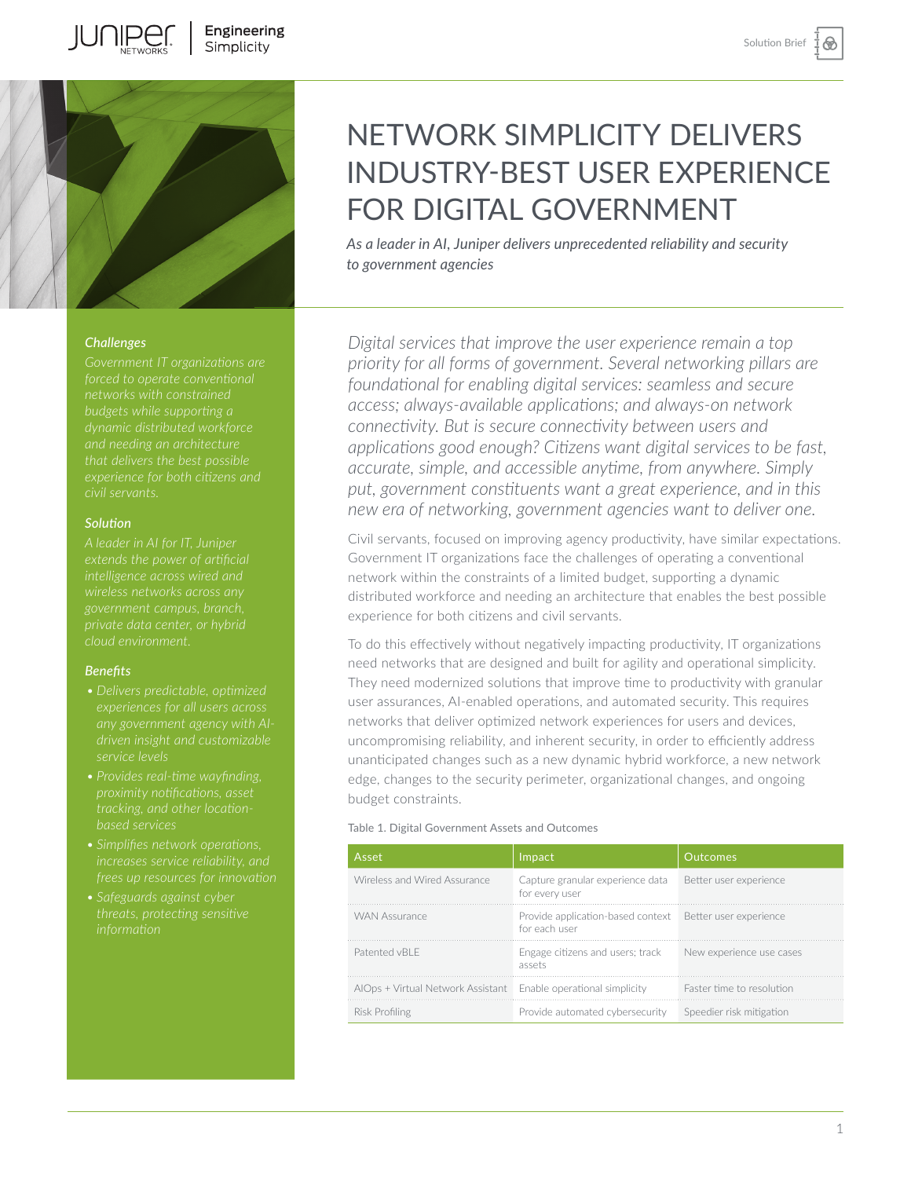# NETWORK SIMPLICITY DELIVERS INDUSTRY-BEST USER EXPERIENCE FOR DIGITAL GOVERNMENT

*As a leader in AI, Juniper delivers unprecedented reliability and security to government agencies*

### *Challenges*

*Government IT organizations are forced to operate conventional networks with constrained budgets while supporting a dynamic distributed workforce and needing an architecture that delivers the best possible experience for both citizens and civil servants.*

### *Solution*

*A leader in AI for IT, Juniper extends the power of artificial intelligence across wired and wireless networks across any government campus, branch, private data center, or hybrid cloud environment.*

### *Benefits*

- *Delivers predictable, optimized experiences for all users across any government agency with AI-driven insight and customizable service levels*
- *Provides real-time wayfinding, proximity notifications, asset tracking, and other location-based services*
- *Simplifies network operations, increases service reliability, and frees up resources for innovation*
- *Safeguards against cyber threats, protecting sensitive information*

*Digital services that improve the user experience remain a top priority for all forms of government. Several networking pillars are foundational for enabling digital services: seamless and secure access; always-available applications; and always-on network connectivity. But is secure connectivity between users and applications good enough? Citizens want digital services to be fast, accurate, simple, and accessible anytime, from anywhere. Simply put, government constituents want a great experience, and in this new era of networking, government agencies want to deliver one.*

Civil servants, focused on improving agency productivity, have similar expectations. Government IT organizations face the challenges of operating a conventional network within the constraints of a limited budget, supporting a dynamic distributed workforce and needing an architecture that enables the best possible experience for both citizens and civil servants.

To do this effectively without negatively impacting productivity, IT organizations need networks that are designed and built for agility and operational simplicity. They need modernized solutions that improve time to productivity with granular user assurances, AI-enabled operations, and automated security. This requires networks that deliver optimized network experiences for users and devices, uncompromising reliability, and inherent security, in order to efficiently address unanticipated changes such as a new dynamic hybrid workforce, a new network edge, changes to the security perimeter, organizational changes, and ongoing budget constraints.

Table 1. Digital Government Assets and Outcomes

| Asset | Impact | Outcomes |
| --- | --- | --- |
| Wireless and Wired Assurance | Capture granular experience data for every user | Better user experience |
| WAN Assurance | Provide application-based context for each user | Better user experience |
| Patented vBLE | Engage citizens and users; track assets | New experience use cases |
| AIOps + Virtual Network Assistant | Enable operational simplicity | Faster time to resolution |
| Risk Profiling | Provide automated cybersecurity | Speedier risk mitigation |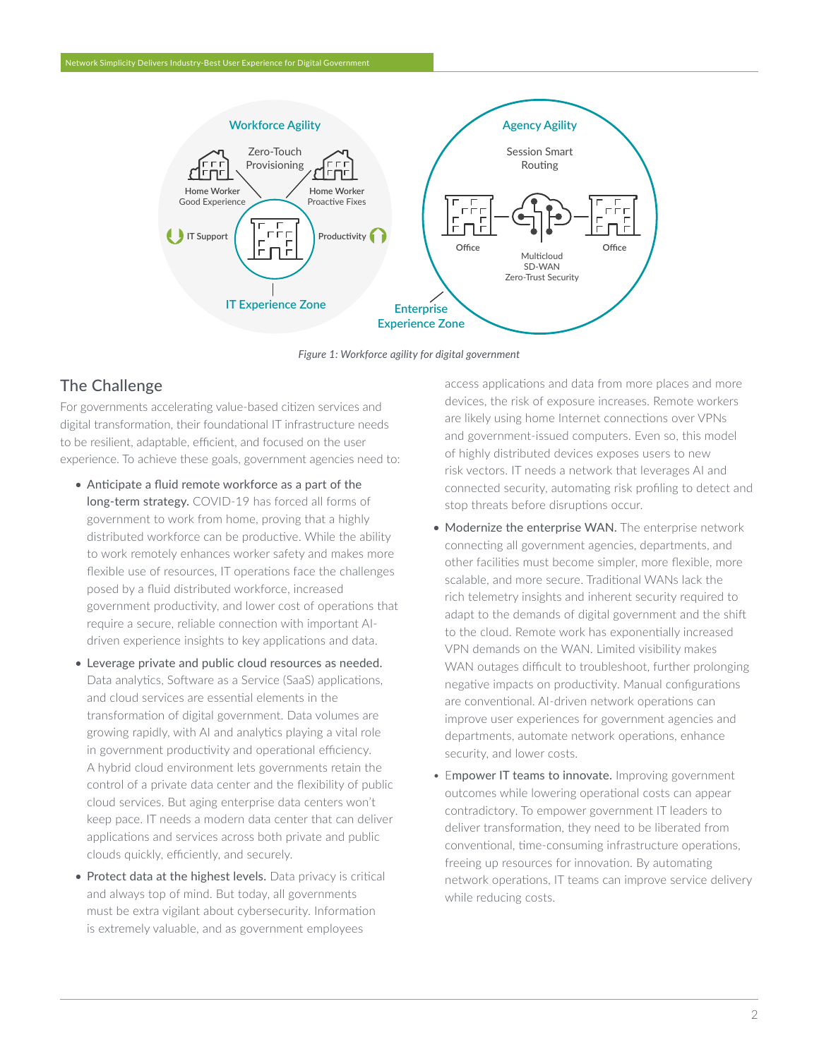Figure 1: Workforce agility for digital government

## The Challenge

For governments accelerating value-based citizen services and digital transformation, their foundational IT infrastructure needs to be resilient, adaptable, efficient, and focused on the user experience. To achieve these goals, government agencies need to:

- Anticipate a fluid remote workforce as a part of the long-term strategy. COVID-19 has forced all forms of government to work from home, proving that a highly distributed workforce can be productive. While the ability to work remotely enhances worker safety and makes more flexible use of resources, IT operations face the challenges posed by a fluid distributed workforce, increased government productivity, and lower cost of operations that require a secure, reliable connection with important AI-driven experience insights to key applications and data.
- Leverage private and public cloud resources as needed. Data analytics, Software as a Service (SaaS) applications, and cloud services are essential elements in the transformation of digital government. Data volumes are growing rapidly, with AI and analytics playing a vital role in government productivity and operational efficiency. A hybrid cloud environment lets governments retain the control of a private data center and the flexibility of public cloud services. But aging enterprise data centers won't keep pace. IT needs a modern data center that can deliver applications and services across both private and public clouds quickly, efficiently, and securely.
- Protect data at the highest levels. Data privacy is critical and always top of mind. But today, all governments must be extra vigilant about cybersecurity. Information is extremely valuable, and as government employees access applications and data from more places and more devices, the risk of exposure increases. Remote workers are likely using home Internet connections over VPNs and government-issued computers. Even so, this model of highly distributed devices exposes users to new risk vectors. IT needs a network that leverages AI and connected security, automating risk profiling to detect and stop threats before disruptions occur.
- Modernize the enterprise WAN. The enterprise network connecting all government agencies, departments, and other facilities must become simpler, more flexible, more scalable, and more secure. Traditional WANs lack the rich telemetry insights and inherent security required to adapt to the demands of digital government and the shift to the cloud. Remote work has exponentially increased VPN demands on the WAN. Limited visibility makes WAN outages difficult to troubleshoot, further prolonging negative impacts on productivity. Manual configurations are conventional. AI-driven network operations can improve user experiences for government agencies and departments, automate network operations, enhance security, and lower costs.
- Empower IT teams to innovate. Improving government outcomes while lowering operational costs can appear contradictory. To empower government IT leaders to deliver transformation, they need to be liberated from conventional, time-consuming infrastructure operations, freeing up resources for innovation. By automating network operations, IT teams can improve service delivery while reducing costs.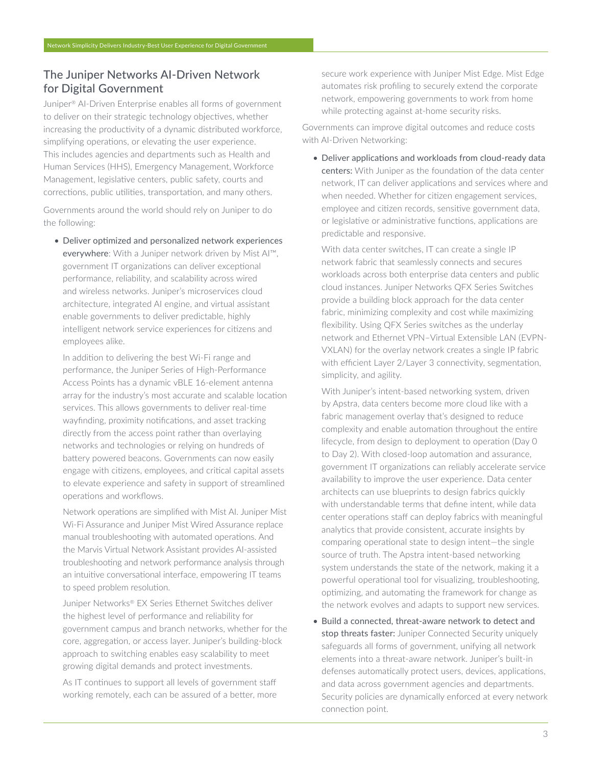## The Juniper Networks AI-Driven Network for Digital Government

Juniper® AI-Driven Enterprise enables all forms of government to deliver on their strategic technology objectives, whether increasing the productivity of a dynamic distributed workforce, simplifying operations, or elevating the user experience. This includes agencies and departments such as Health and Human Services (HHS), Emergency Management, Workforce Management, legislative centers, public safety, courts and corrections, public utilities, transportation, and many others.

Governments around the world should rely on Juniper to do the following:

- Deliver optimized and personalized network experiences everywhere: With a Juniper network driven by Mist AI™, government IT organizations can deliver exceptional performance, reliability, and scalability across wired and wireless networks. Juniper's microservices cloud architecture, integrated AI engine, and virtual assistant enable governments to deliver predictable, highly intelligent network service experiences for citizens and employees alike.

  In addition to delivering the best Wi-Fi range and performance, the Juniper Series of High-Performance Access Points has a dynamic vBLE 16-element antenna array for the industry's most accurate and scalable location services. This allows governments to deliver real-time wayfinding, proximity notifications, and asset tracking directly from the access point rather than overlaying networks and technologies or relying on hundreds of battery powered beacons. Governments can now easily engage with citizens, employees, and critical capital assets to elevate experience and safety in support of streamlined operations and workflows.

  Network operations are simplified with Mist AI. Juniper Mist Wi-Fi Assurance and Juniper Mist Wired Assurance replace manual troubleshooting with automated operations. And the Marvis Virtual Network Assistant provides AI-assisted troubleshooting and network performance analysis through an intuitive conversational interface, empowering IT teams to speed problem resolution.

  Juniper Networks® EX Series Ethernet Switches deliver the highest level of performance and reliability for government campus and branch networks, whether for the core, aggregation, or access layer. Juniper's building-block approach to switching enables easy scalability to meet growing digital demands and protect investments.

  As IT continues to support all levels of government staff working remotely, each can be assured of a better, more secure work experience with Juniper Mist Edge. Mist Edge automates risk profiling to securely extend the corporate network, empowering governments to work from home while protecting against at-home security risks.

Governments can improve digital outcomes and reduce costs with AI-Driven Networking:

- Deliver applications and workloads from cloud-ready data centers: With Juniper as the foundation of the data center network, IT can deliver applications and services where and when needed. Whether for citizen engagement services, employee and citizen records, sensitive government data, or legislative or administrative functions, applications are predictable and responsive.

  With data center switches, IT can create a single IP network fabric that seamlessly connects and secures workloads across both enterprise data centers and public cloud instances. Juniper Networks QFX Series Switches provide a building block approach for the data center fabric, minimizing complexity and cost while maximizing flexibility. Using QFX Series switches as the underlay network and Ethernet VPN–Virtual Extensible LAN (EVPN-VXLAN) for the overlay network creates a single IP fabric with efficient Layer 2/Layer 3 connectivity, segmentation, simplicity, and agility.

  With Juniper's intent-based networking system, driven by Apstra, data centers become more cloud like with a fabric management overlay that's designed to reduce complexity and enable automation throughout the entire lifecycle, from design to deployment to operation (Day 0 to Day 2). With closed-loop automation and assurance, government IT organizations can reliably accelerate service availability to improve the user experience. Data center architects can use blueprints to design fabrics quickly with understandable terms that define intent, while data center operations staff can deploy fabrics with meaningful analytics that provide consistent, accurate insights by comparing operational state to design intent—the single source of truth. The Apstra intent-based networking system understands the state of the network, making it a powerful operational tool for visualizing, troubleshooting, optimizing, and automating the framework for change as the network evolves and adapts to support new services.

- Build a connected, threat-aware network to detect and stop threats faster: Juniper Connected Security uniquely safeguards all forms of government, unifying all network elements into a threat-aware network. Juniper's built-in defenses automatically protect users, devices, applications, and data across government agencies and departments. Security policies are dynamically enforced at every network connection point.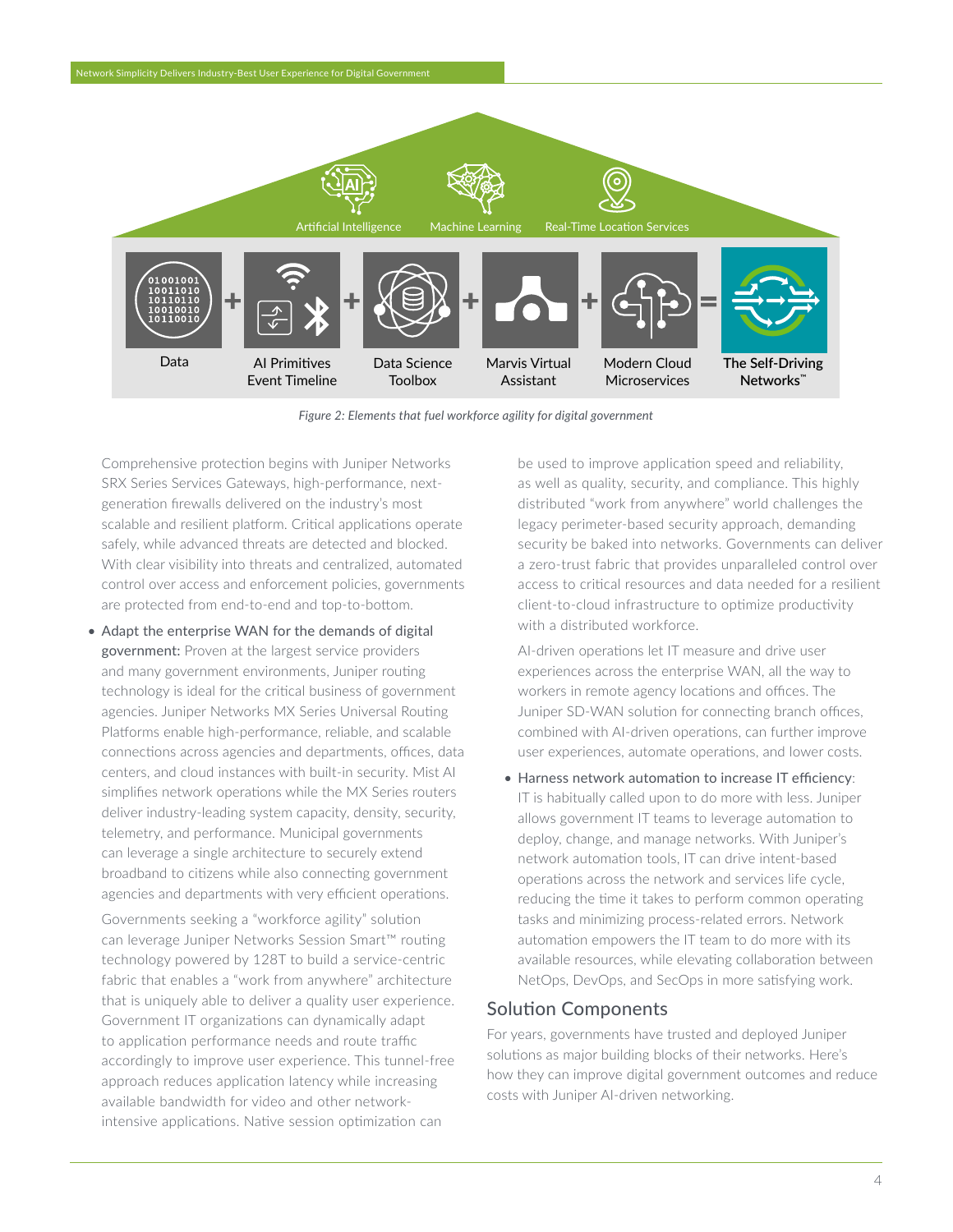Artificial Intelligence | Machine Learning | Real-Time Location Services

Data + AI Primitives Event Timeline + Data Science Toolbox + Marvis Virtual Assistant + Modern Cloud Microservices = The Self-Driving Networks™

*Figure 2: Elements that fuel workforce agility for digital government*

Comprehensive protection begins with Juniper Networks SRX Series Services Gateways, high-performance, next-generation firewalls delivered on the industry's most scalable and resilient platform. Critical applications operate safely, while advanced threats are detected and blocked. With clear visibility into threats and centralized, automated control over access and enforcement policies, governments are protected from end-to-end and top-to-bottom.

- **Adapt the enterprise WAN for the demands of digital government:** Proven at the largest service providers and many government environments, Juniper routing technology is ideal for the critical business of government agencies. Juniper Networks MX Series Universal Routing Platforms enable high-performance, reliable, and scalable connections across agencies and departments, offices, data centers, and cloud instances with built-in security. Mist AI simplifies network operations while the MX Series routers deliver industry-leading system capacity, density, security, telemetry, and performance. Municipal governments can leverage a single architecture to securely extend broadband to citizens while also connecting government agencies and departments with very efficient operations.

  Governments seeking a "workforce agility" solution can leverage Juniper Networks Session Smart™ routing technology powered by 128T to build a service-centric fabric that enables a "work from anywhere" architecture that is uniquely able to deliver a quality user experience. Government IT organizations can dynamically adapt to application performance needs and route traffic accordingly to improve user experience. This tunnel-free approach reduces application latency while increasing available bandwidth for video and other network-intensive applications. Native session optimization can be used to improve application speed and reliability, as well as quality, security, and compliance. This highly distributed "work from anywhere" world challenges the legacy perimeter-based security approach, demanding security be baked into networks. Governments can deliver a zero-trust fabric that provides unparalleled control over access to critical resources and data needed for a resilient client-to-cloud infrastructure to optimize productivity with a distributed workforce.

  AI-driven operations let IT measure and drive user experiences across the enterprise WAN, all the way to workers in remote agency locations and offices. The Juniper SD-WAN solution for connecting branch offices, combined with AI-driven operations, can further improve user experiences, automate operations, and lower costs.

- **Harness network automation to increase IT efficiency**: IT is habitually called upon to do more with less. Juniper allows government IT teams to leverage automation to deploy, change, and manage networks. With Juniper's network automation tools, IT can drive intent-based operations across the network and services life cycle, reducing the time it takes to perform common operating tasks and minimizing process-related errors. Network automation empowers the IT team to do more with its available resources, while elevating collaboration between NetOps, DevOps, and SecOps in more satisfying work.

## Solution Components

For years, governments have trusted and deployed Juniper solutions as major building blocks of their networks. Here's how they can improve digital government outcomes and reduce costs with Juniper AI-driven networking.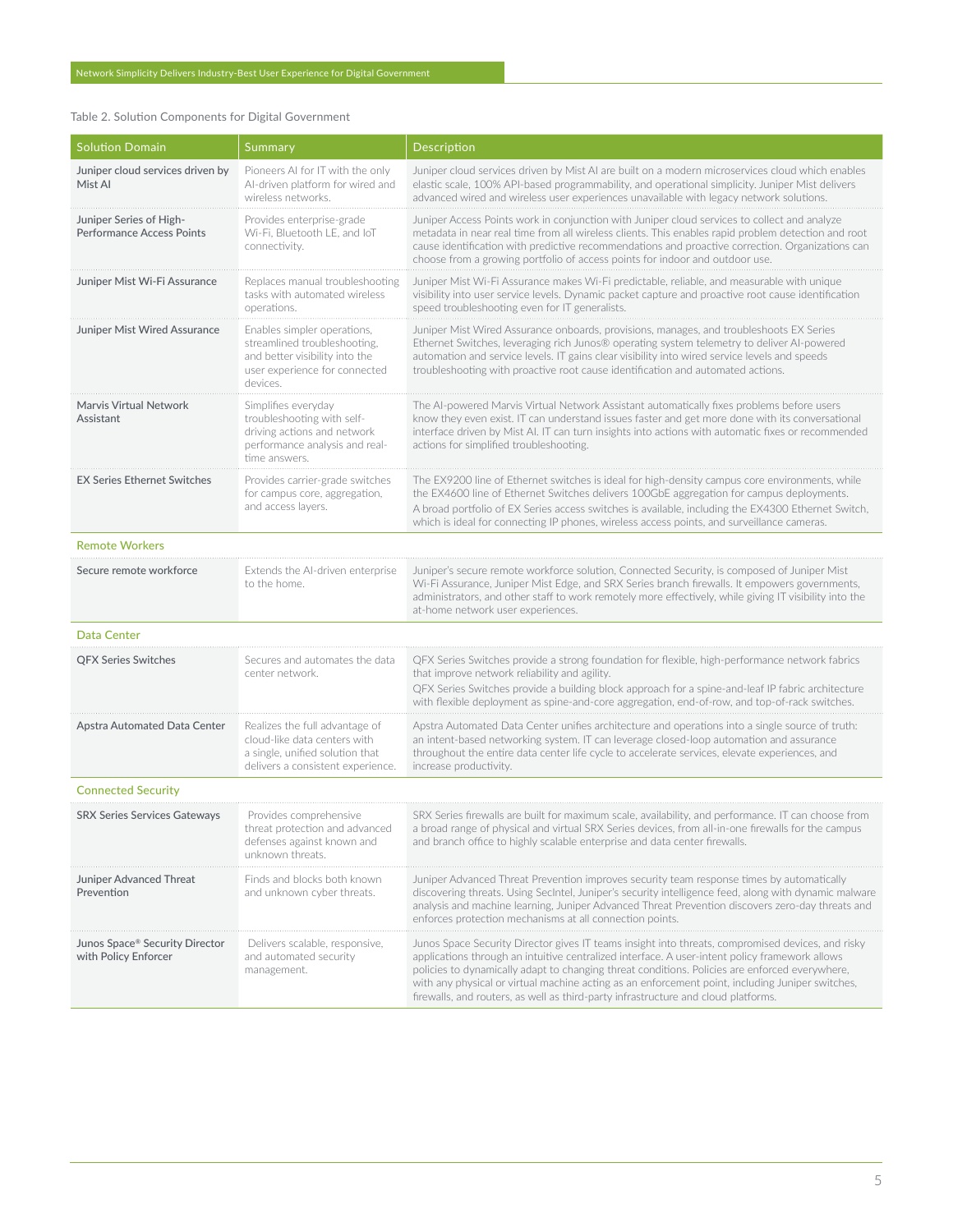Table 2. Solution Components for Digital Government

| Solution Domain | Summary | Description |
| --- | --- | --- |
| Juniper cloud services driven by Mist AI | Pioneers AI for IT with the only AI-driven platform for wired and wireless networks. | Juniper cloud services driven by Mist AI are built on a modern microservices cloud which enables elastic scale, 100% API-based programmability, and operational simplicity. Juniper Mist delivers advanced wired and wireless user experiences unavailable with legacy network solutions. |
| Juniper Series of High-Performance Access Points | Provides enterprise-grade Wi-Fi, Bluetooth LE, and IoT connectivity. | Juniper Access Points work in conjunction with Juniper cloud services to collect and analyze metadata in near real time from all wireless clients. This enables rapid problem detection and root cause identification with predictive recommendations and proactive correction. Organizations can choose from a growing portfolio of access points for indoor and outdoor use. |
| Juniper Mist Wi-Fi Assurance | Replaces manual troubleshooting tasks with automated wireless operations. | Juniper Mist Wi-Fi Assurance makes Wi-Fi predictable, reliable, and measurable with unique visibility into user service levels. Dynamic packet capture and proactive root cause identification speed troubleshooting even for IT generalists. |
| Juniper Mist Wired Assurance | Enables simpler operations, streamlined troubleshooting, and better visibility into the user experience for connected devices. | Juniper Mist Wired Assurance onboards, provisions, manages, and troubleshoots EX Series Ethernet Switches, leveraging rich Junos® operating system telemetry to deliver AI-powered automation and service levels. IT gains clear visibility into wired service levels and speeds troubleshooting with proactive root cause identification and automated actions. |
| Marvis Virtual Network Assistant | Simplifies everyday troubleshooting with self-driving actions and network performance analysis and real-time answers. | The AI-powered Marvis Virtual Network Assistant automatically fixes problems before users know they even exist. IT can understand issues faster and get more done with its conversational interface driven by Mist AI. IT can turn insights into actions with automatic fixes or recommended actions for simplified troubleshooting. |
| EX Series Ethernet Switches | Provides carrier-grade switches for campus core, aggregation, and access layers. | The EX9200 line of Ethernet switches is ideal for high-density campus core environments, while the EX4600 line of Ethernet Switches delivers 100GbE aggregation for campus deployments. A broad portfolio of EX Series access switches is available, including the EX4300 Ethernet Switch, which is ideal for connecting IP phones, wireless access points, and surveillance cameras. |
| **Remote Workers** | | |
| Secure remote workforce | Extends the AI-driven enterprise to the home. | Juniper's secure remote workforce solution, Connected Security, is composed of Juniper Mist Wi-Fi Assurance, Juniper Mist Edge, and SRX Series branch firewalls. It empowers governments, administrators, and other staff to work remotely more effectively, while giving IT visibility into the at-home network user experiences. |
| **Data Center** | | |
| QFX Series Switches | Secures and automates the data center network. | QFX Series Switches provide a strong foundation for flexible, high-performance network fabrics that improve network reliability and agility. QFX Series Switches provide a building block approach for a spine-and-leaf IP fabric architecture with flexible deployment as spine-and-core aggregation, end-of-row, and top-of-rack switches. |
| Apstra Automated Data Center | Realizes the full advantage of cloud-like data centers with a single, unified solution that delivers a consistent experience. | Apstra Automated Data Center unifies architecture and operations into a single source of truth: an intent-based networking system. IT can leverage closed-loop automation and assurance throughout the entire data center life cycle to accelerate services, elevate experiences, and increase productivity. |
| **Connected Security** | | |
| SRX Series Services Gateways | Provides comprehensive threat protection and advanced defenses against known and unknown threats. | SRX Series firewalls are built for maximum scale, availability, and performance. IT can choose from a broad range of physical and virtual SRX Series devices, from all-in-one firewalls for the campus and branch office to highly scalable enterprise and data center firewalls. |
| Juniper Advanced Threat Prevention | Finds and blocks both known and unknown cyber threats. | Juniper Advanced Threat Prevention improves security team response times by automatically discovering threats. Using SecIntel, Juniper's security intelligence feed, along with dynamic malware analysis and machine learning, Juniper Advanced Threat Prevention discovers zero-day threats and enforces protection mechanisms at all connection points. |
| Junos Space® Security Director with Policy Enforcer | Delivers scalable, responsive, and automated security management. | Junos Space Security Director gives IT teams insight into threats, compromised devices, and risky applications through an intuitive centralized interface. A user-intent policy framework allows policies to dynamically adapt to changing threat conditions. Policies are enforced everywhere, with any physical or virtual machine acting as an enforcement point, including Juniper switches, firewalls, and routers, as well as third-party infrastructure and cloud platforms. |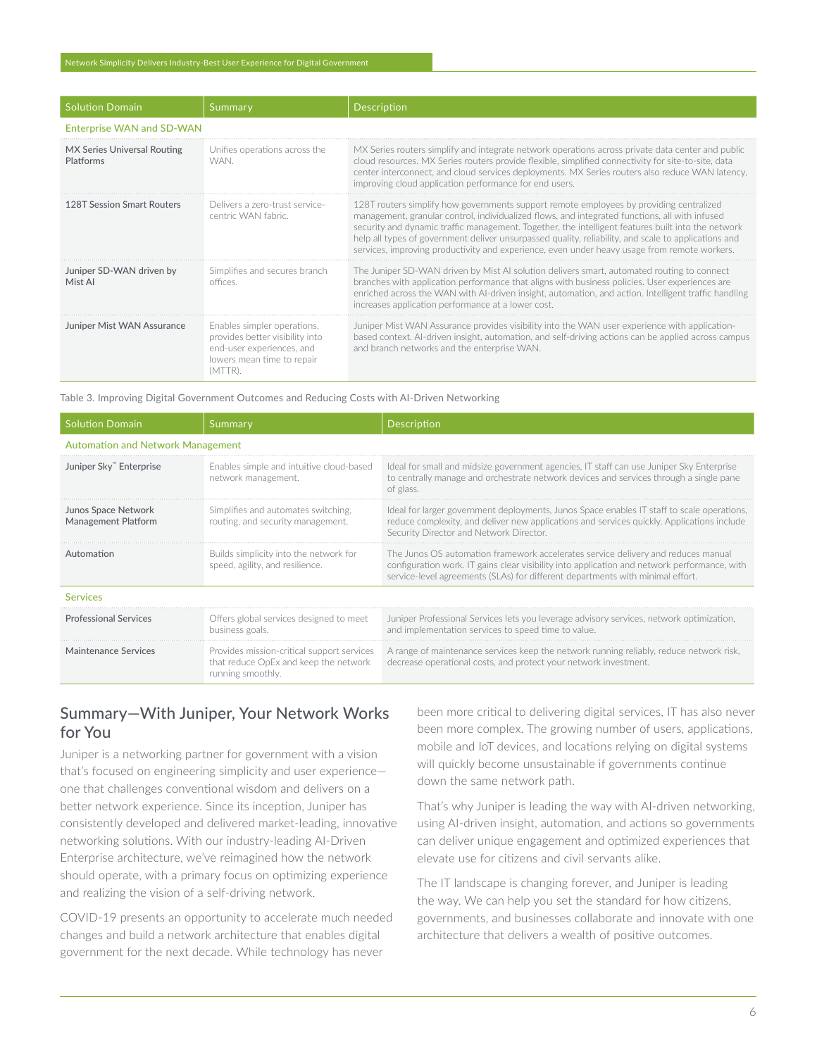| Solution Domain | Summary | Description |
|---|---|---|
| **Enterprise WAN and SD-WAN** | | |
| MX Series Universal Routing Platforms | Unifies operations across the WAN. | MX Series routers simplify and integrate network operations across private data center and public cloud resources. MX Series routers provide flexible, simplified connectivity for site-to-site, data center interconnect, and cloud services deployments. MX Series routers also reduce WAN latency, improving cloud application performance for end users. |
| 128T Session Smart Routers | Delivers a zero-trust service-centric WAN fabric. | 128T routers simplify how governments support remote employees by providing centralized management, granular control, individualized flows, and integrated functions, all with infused security and dynamic traffic management. Together, the intelligent features built into the network help all types of government deliver unsurpassed quality, reliability, and scale to applications and services, improving productivity and experience, even under heavy usage from remote workers. |
| Juniper SD-WAN driven by Mist AI | Simplifies and secures branch offices. | The Juniper SD-WAN driven by Mist AI solution delivers smart, automated routing to connect branches with application performance that aligns with business policies. User experiences are enriched across the WAN with AI-driven insight, automation, and action. Intelligent traffic handling increases application performance at a lower cost. |
| Juniper Mist WAN Assurance | Enables simpler operations, provides better visibility into end-user experiences, and lowers mean time to repair (MTTR). | Juniper Mist WAN Assurance provides visibility into the WAN user experience with application-based context. AI-driven insight, automation, and self-driving actions can be applied across campus and branch networks and the enterprise WAN. |

Table 3. Improving Digital Government Outcomes and Reducing Costs with AI-Driven Networking

| Solution Domain | Summary | Description |
|---|---|---|
| **Automation and Network Management** | | |
| Juniper Sky™ Enterprise | Enables simple and intuitive cloud-based network management. | Ideal for small and midsize government agencies, IT staff can use Juniper Sky Enterprise to centrally manage and orchestrate network devices and services through a single pane of glass. |
| Junos Space Network Management Platform | Simplifies and automates switching, routing, and security management. | Ideal for larger government deployments, Junos Space enables IT staff to scale operations, reduce complexity, and deliver new applications and services quickly. Applications include Security Director and Network Director. |
| Automation | Builds simplicity into the network for speed, agility, and resilience. | The Junos OS automation framework accelerates service delivery and reduces manual configuration work. IT gains clear visibility into application and network performance, with service-level agreements (SLAs) for different departments with minimal effort. |
| **Services** | | |
| Professional Services | Offers global services designed to meet business goals. | Juniper Professional Services lets you leverage advisory services, network optimization, and implementation services to speed time to value. |
| Maintenance Services | Provides mission-critical support services that reduce OpEx and keep the network running smoothly. | A range of maintenance services keep the network running reliably, reduce network risk, decrease operational costs, and protect your network investment. |

## Summary—With Juniper, Your Network Works for You

Juniper is a networking partner for government with a vision that's focused on engineering simplicity and user experience—one that challenges conventional wisdom and delivers on a better network experience. Since its inception, Juniper has consistently developed and delivered market-leading, innovative networking solutions. With our industry-leading AI-Driven Enterprise architecture, we've reimagined how the network should operate, with a primary focus on optimizing experience and realizing the vision of a self-driving network.

COVID-19 presents an opportunity to accelerate much needed changes and build a network architecture that enables digital government for the next decade. While technology has never been more critical to delivering digital services, IT has also never been more complex. The growing number of users, applications, mobile and IoT devices, and locations relying on digital systems will quickly become unsustainable if governments continue down the same network path.

That's why Juniper is leading the way with AI-driven networking, using AI-driven insight, automation, and actions so governments can deliver unique engagement and optimized experiences that elevate use for citizens and civil servants alike.

The IT landscape is changing forever, and Juniper is leading the way. We can help you set the standard for how citizens, governments, and businesses collaborate and innovate with one architecture that delivers a wealth of positive outcomes.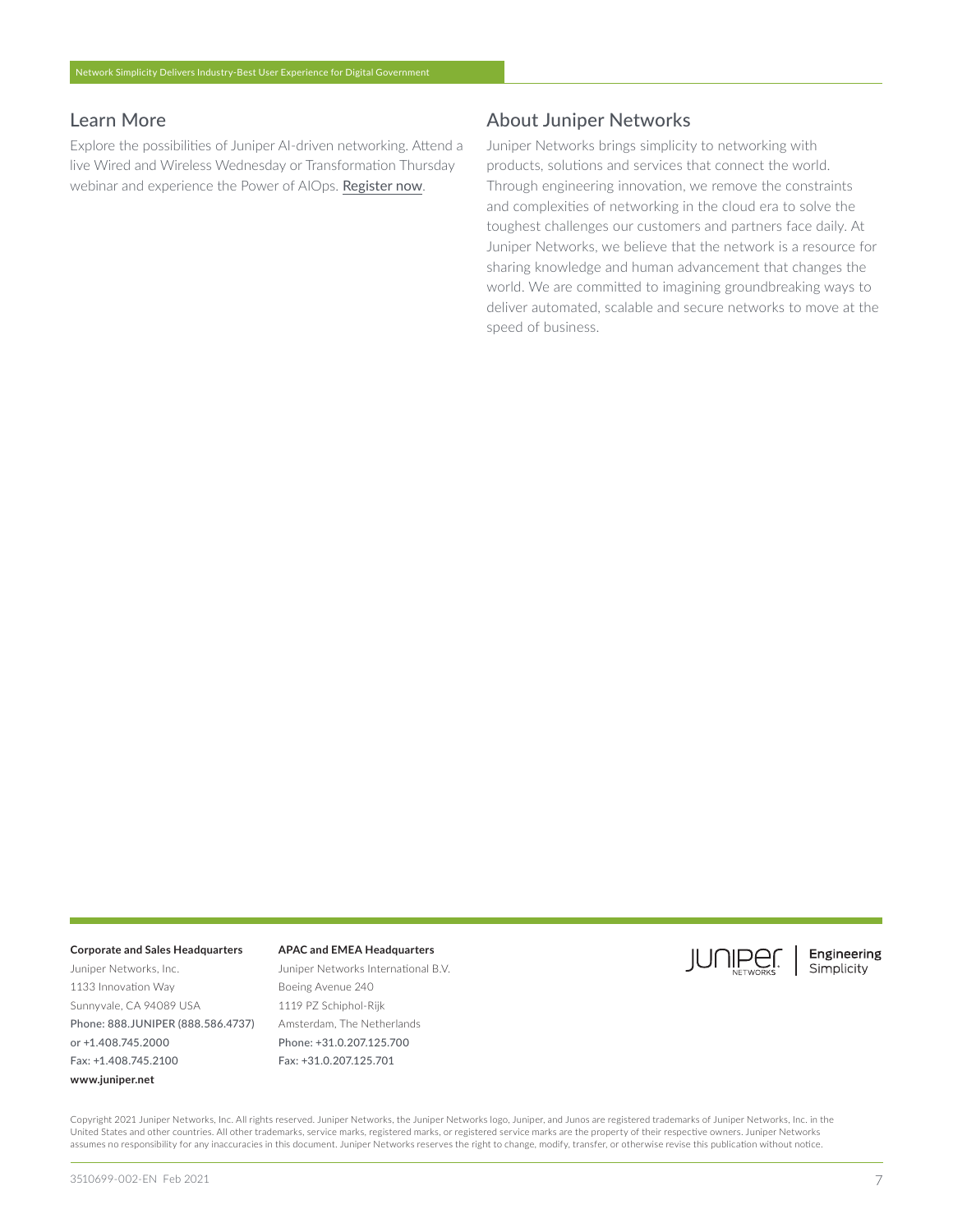## Learn More

Explore the possibilities of Juniper AI-driven networking. Attend a live Wired and Wireless Wednesday or Transformation Thursday webinar and experience the Power of AIOps. Register now.

## About Juniper Networks

Juniper Networks brings simplicity to networking with products, solutions and services that connect the world. Through engineering innovation, we remove the constraints and complexities of networking in the cloud era to solve the toughest challenges our customers and partners face daily. At Juniper Networks, we believe that the network is a resource for sharing knowledge and human advancement that changes the world. We are committed to imagining groundbreaking ways to deliver automated, scalable and secure networks to move at the speed of business.

**Corporate and Sales Headquarters**
Juniper Networks, Inc.
1133 Innovation Way
Sunnyvale, CA 94089 USA
Phone: 888.JUNIPER (888.586.4737)
or +1.408.745.2000
Fax: +1.408.745.2100
**www.juniper.net**

**APAC and EMEA Headquarters**
Juniper Networks International B.V.
Boeing Avenue 240
1119 PZ Schiphol-Rijk
Amsterdam, The Netherlands
Phone: +31.0.207.125.700
Fax: +31.0.207.125.701

Juniper Networks | Engineering Simplicity

Copyright 2021 Juniper Networks, Inc. All rights reserved. Juniper Networks, the Juniper Networks logo, Juniper, and Junos are registered trademarks of Juniper Networks, Inc. in the United States and other countries. All other trademarks, service marks, registered marks, or registered service marks are the property of their respective owners. Juniper Networks assumes no responsibility for any inaccuracies in this document. Juniper Networks reserves the right to change, modify, transfer, or otherwise revise this publication without notice.

3510699-002-EN Feb 2021